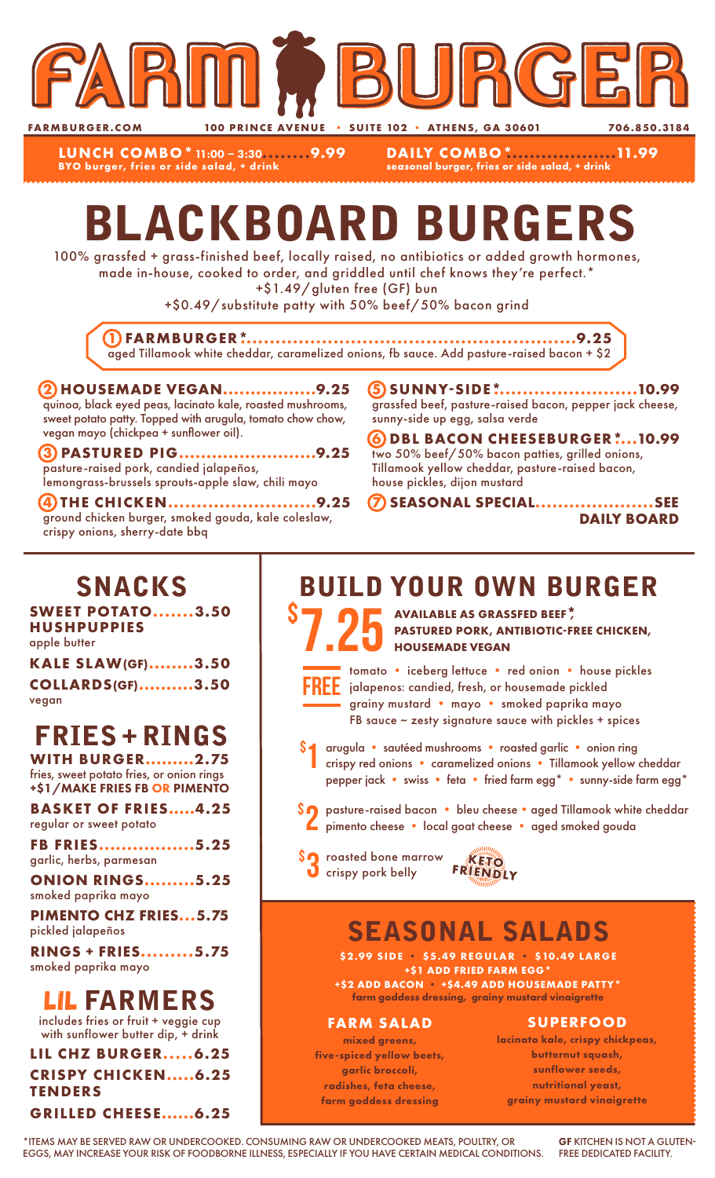# FARM BURGER

FARMBURGER.COM | 100 PRINCE AVENUE • SUITE 102 • ATHENS, GA 30601 | 706.850.3184

**LUNCH COMBO* 11:00 – 3:30........9.99**
BYO burger, fries or side salad, + drink

**DAILY COMBO*..................11.99**
seasonal burger, fries or side salad, + drink

# BLACKBOARD BURGERS

100% grassfed + grass-finished beef, locally raised, no antibiotics or added growth hormones, made in-house, cooked to order, and griddled until chef knows they're perfect.*
+$1.49/gluten free (GF) bun
+$0.49/substitute patty with 50% beef/50% bacon grind

**1 FARMBURGER*........................................................9.25**
aged Tillamook white cheddar, caramelized onions, fb sauce. Add pasture-raised bacon + $2

**2 HOUSEMADE VEGAN.................9.25**
quinoa, black eyed peas, lacinato kale, roasted mushrooms, sweet potato patty. Topped with arugula, tomato chow chow, vegan mayo (chickpea + sunflower oil).

**3 PASTURED PIG.........................9.25**
pasture-raised pork, candied jalapeños, lemongrass-brussels sprouts-apple slaw, chili mayo

**4 THE CHICKEN..........................9.25**
ground chicken burger, smoked gouda, kale coleslaw, crispy onions, sherry-date bbq

**5 SUNNY-SIDE*........................10.99**
grassfed beef, pasture-raised bacon, pepper jack cheese, sunny-side up egg, salsa verde

**6 DBL BACON CHEESEBURGER*...10.99**
two 50% beef/50% bacon patties, grilled onions, Tillamook yellow cheddar, pasture-raised bacon, house pickles, dijon mustard

**7 SEASONAL SPECIAL.....................SEE DAILY BOARD**

## SNACKS

**SWEET POTATO HUSHPUPPIES.......3.50**
apple butter

**KALE SLAW(GF)........3.50**

**COLLARDS(GF)..........3.50**
vegan

## FRIES + RINGS

**WITH BURGER.........2.75**
fries, sweet potato fries, or onion rings
**+$1/MAKE FRIES FB OR PIMENTO**

**BASKET OF FRIES.....4.25**
regular or sweet potato

**FB FRIES.................5.25**
garlic, herbs, parmesan

**ONION RINGS.........5.25**
smoked paprika mayo

**PIMENTO CHZ FRIES...5.75**
pickled jalapeños

**RINGS + FRIES.........5.75**
smoked paprika mayo

## LIL FARMERS

includes fries or fruit + veggie cup with sunflower butter dip, + drink

**LIL CHZ BURGER.....6.25**

**CRISPY CHICKEN TENDERS.....6.25**

**GRILLED CHEESE......6.25**

## BUILD YOUR OWN BURGER

**$7.25** AVAILABLE AS GRASSFED BEEF*, PASTURED PORK, ANTIBIOTIC-FREE CHICKEN, HOUSEMADE VEGAN

**FREE** tomato • iceberg lettuce • red onion • house pickles • jalapenos: candied, fresh, or housemade pickled • grainy mustard • mayo • smoked paprika mayo • FB sauce ~ zesty signature sauce with pickles + spices

**$1** arugula • sautéed mushrooms • roasted garlic • onion ring • crispy red onions • caramelized onions • Tillamook yellow cheddar • pepper jack • swiss • feta • fried farm egg* • sunny-side farm egg*

**$2** pasture-raised bacon • bleu cheese • aged Tillamook white cheddar • pimento cheese • local goat cheese • aged smoked gouda

**$3** roasted bone marrow • crispy pork belly — KETO FRIENDLY

## SEASONAL SALADS

**$2.99 SIDE • $5.49 REGULAR • $10.49 LARGE**
**+$1 ADD FRIED FARM EGG***
**+$2 ADD BACON • +$4.49 ADD HOUSEMADE PATTY***
farm goddess dressing, grainy mustard vinaigrette

**FARM SALAD**
mixed greens, five-spiced yellow beets, garlic broccoli, radishes, feta cheese, farm goddess dressing

**SUPERFOOD**
lacinato kale, crispy chickpeas, butternut squash, sunflower seeds, nutritional yeast, grainy mustard vinaigrette

*ITEMS MAY BE SERVED RAW OR UNDERCOOKED. CONSUMING RAW OR UNDERCOOKED MEATS, POULTRY, OR EGGS, MAY INCREASE YOUR RISK OF FOODBORNE ILLNESS, ESPECIALLY IF YOU HAVE CERTAIN MEDICAL CONDITIONS.

**GF** KITCHEN IS NOT A GLUTEN-FREE DEDICATED FACILITY.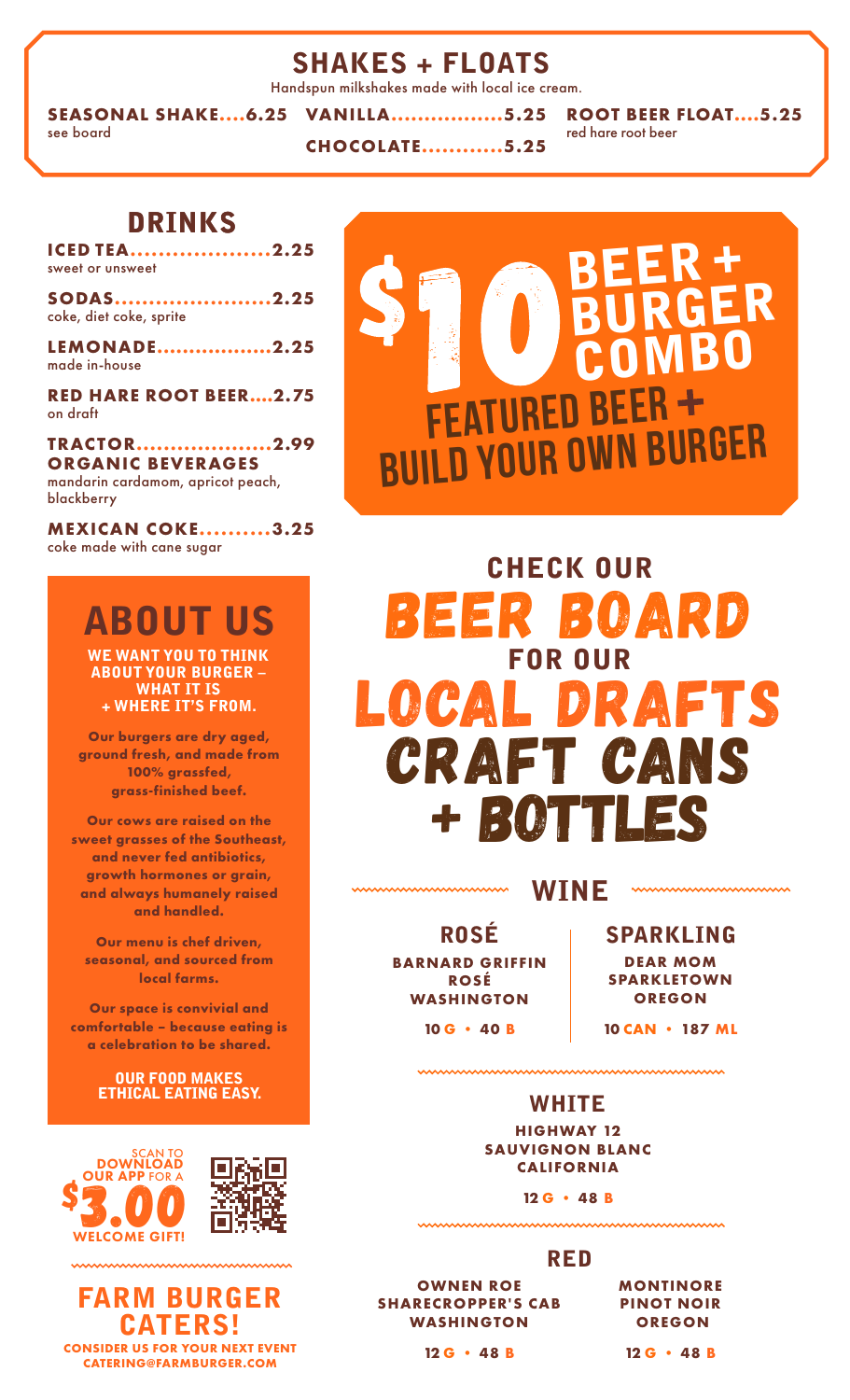## SHAKES + FLOATS

Handspun milkshakes made with local ice cream.

**SEASONAL SHAKE....6.25**
see board

**VANILLA.................5.25**

**CHOCOLATE............5.25**

**ROOT BEER FLOAT....5.25**
red hare root beer

## DRINKS

**ICED TEA....................2.25**
sweet or unsweet

**SODAS.......................2.25**
coke, diet coke, sprite

**LEMONADE.................2.25**
made in-house

**RED HARE ROOT BEER....2.75**
on draft

**TRACTOR....................2.99**
**ORGANIC BEVERAGES**
mandarin cardamom, apricot peach, blackberry

**MEXICAN COKE..........3.25**
coke made with cane sugar

# $10 BEER + BURGER COMBO

FEATURED BEER + BUILD YOUR OWN BURGER

## ABOUT US

**WE WANT YOU TO THINK ABOUT YOUR BURGER – WHAT IT IS + WHERE IT'S FROM.**

**Our burgers are dry aged, ground fresh, and made from 100% grassfed, grass-finished beef.**

**Our cows are raised on the sweet grasses of the Southeast, and never fed antibiotics, growth hormones or grain, and always humanely raised and handled.**

**Our menu is chef driven, seasonal, and sourced from local farms.**

**Our space is convivial and comfortable – because eating is a celebration to be shared.**

**OUR FOOD MAKES ETHICAL EATING EASY.**

SCAN TO DOWNLOAD OUR APP FOR A $3.00 WELCOME GIFT!

## FARM BURGER CATERS!

**CONSIDER US FOR YOUR NEXT EVENT**
**CATERING@FARMBURGER.COM**

## CHECK OUR BEER BOARD FOR OUR LOCAL DRAFTS CRAFT CANS + BOTTLES

## WINE

### ROSÉ

**BARNARD GRIFFIN ROSÉ WASHINGTON**

10 G • 40 B

### SPARKLING

**DEAR MOM SPARKLETOWN OREGON**

10 CAN • 187 ML

### WHITE

**HIGHWAY 12 SAUVIGNON BLANC CALIFORNIA**

12 G • 48 B

### RED

**OWNEN ROE SHARECROPPER'S CAB WASHINGTON**

12 G • 48 B

**MONTINORE PINOT NOIR OREGON**

12 G • 48 B